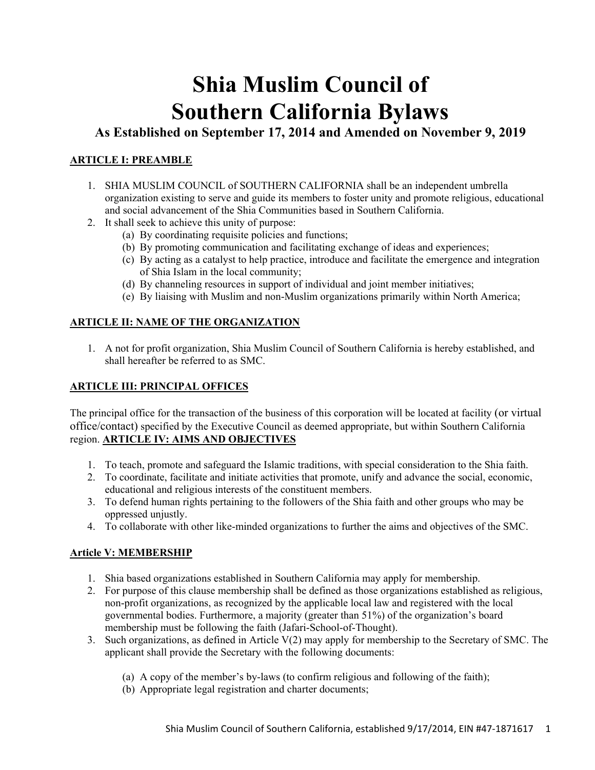# Shia Muslim Council of Southern California Bylaws

## As Established on September 17, 2014 and Amended on November 9, 2019

**ARTICLE I: PREAMBLE**

1. SHIA MUSLIM COUNCIL of SOUTHERN CALIFORNIA shall be an independent umbrella organization existing to serve and guide its members to foster unity and promote religious, educational and social advancement of the Shia Communities based in Southern California.
2. It shall seek to achieve this unity of purpose:
   (a) By coordinating requisite policies and functions;
   (b) By promoting communication and facilitating exchange of ideas and experiences;
   (c) By acting as a catalyst to help practice, introduce and facilitate the emergence and integration of Shia Islam in the local community;
   (d) By channeling resources in support of individual and joint member initiatives;
   (e) By liaising with Muslim and non-Muslim organizations primarily within North America;

**ARTICLE II: NAME OF THE ORGANIZATION**

1. A not for profit organization, Shia Muslim Council of Southern California is hereby established, and shall hereafter be referred to as SMC.

**ARTICLE III: PRINCIPAL OFFICES**

The principal office for the transaction of the business of this corporation will be located at facility (or virtual office/contact) specified by the Executive Council as deemed appropriate, but within Southern California region.

**ARTICLE IV: AIMS AND OBJECTIVES**

1. To teach, promote and safeguard the Islamic traditions, with special consideration to the Shia faith.
2. To coordinate, facilitate and initiate activities that promote, unify and advance the social, economic, educational and religious interests of the constituent members.
3. To defend human rights pertaining to the followers of the Shia faith and other groups who may be oppressed unjustly.
4. To collaborate with other like-minded organizations to further the aims and objectives of the SMC.

**Article V: MEMBERSHIP**

1. Shia based organizations established in Southern California may apply for membership.
2. For purpose of this clause membership shall be defined as those organizations established as religious, non-profit organizations, as recognized by the applicable local law and registered with the local governmental bodies. Furthermore, a majority (greater than 51%) of the organization's board membership must be following the faith (Jafari-School-of-Thought).
3. Such organizations, as defined in Article V(2) may apply for membership to the Secretary of SMC. The applicant shall provide the Secretary with the following documents:

   (a) A copy of the member's by-laws (to confirm religious and following of the faith);
   (b) Appropriate legal registration and charter documents;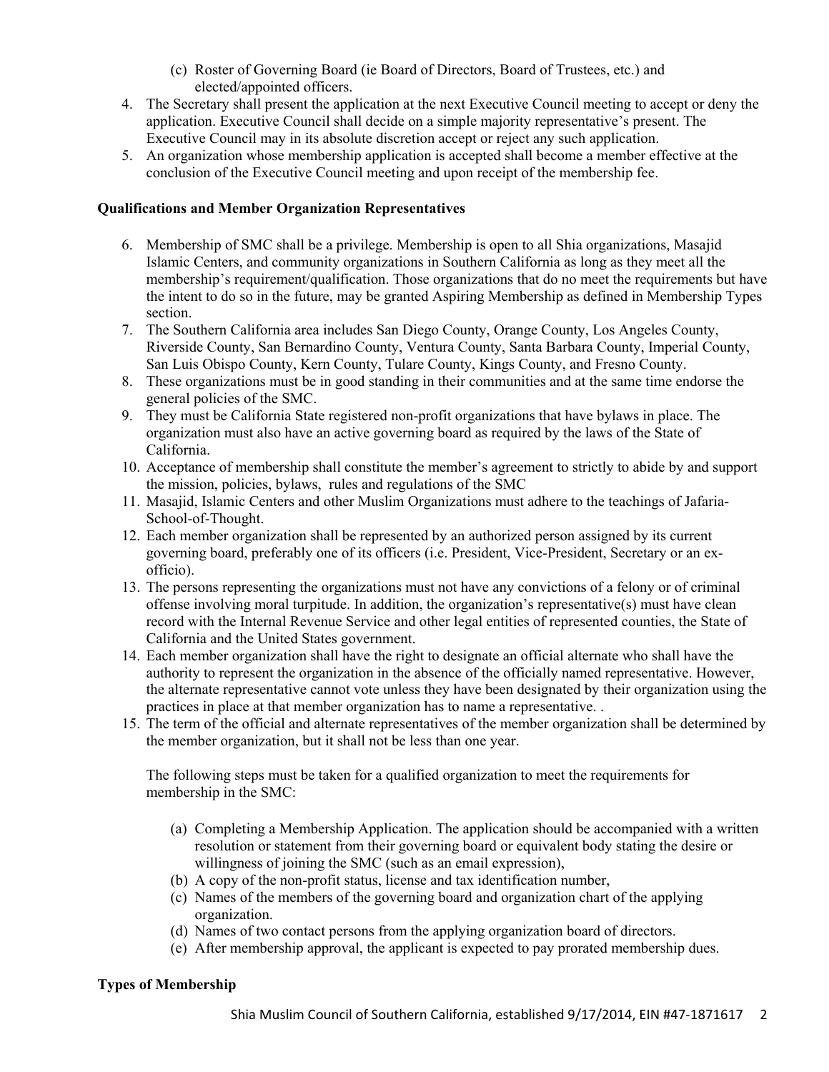(c) Roster of Governing Board (ie Board of Directors, Board of Trustees, etc.) and elected/appointed officers.

4. The Secretary shall present the application at the next Executive Council meeting to accept or deny the application. Executive Council shall decide on a simple majority representative's present. The Executive Council may in its absolute discretion accept or reject any such application.
5. An organization whose membership application is accepted shall become a member effective at the conclusion of the Executive Council meeting and upon receipt of the membership fee.

**Qualifications and Member Organization Representatives**

6. Membership of SMC shall be a privilege. Membership is open to all Shia organizations, Masajid Islamic Centers, and community organizations in Southern California as long as they meet all the membership's requirement/qualification. Those organizations that do no meet the requirements but have the intent to do so in the future, may be granted Aspiring Membership as defined in Membership Types section.
7. The Southern California area includes San Diego County, Orange County, Los Angeles County, Riverside County, San Bernardino County, Ventura County, Santa Barbara County, Imperial County, San Luis Obispo County, Kern County, Tulare County, Kings County, and Fresno County.
8. These organizations must be in good standing in their communities and at the same time endorse the general policies of the SMC.
9. They must be California State registered non-profit organizations that have bylaws in place. The organization must also have an active governing board as required by the laws of the State of California.
10. Acceptance of membership shall constitute the member's agreement to strictly to abide by and support the mission, policies, bylaws, rules and regulations of the SMC
11. Masajid, Islamic Centers and other Muslim Organizations must adhere to the teachings of Jafaria-School-of-Thought.
12. Each member organization shall be represented by an authorized person assigned by its current governing board, preferably one of its officers (i.e. President, Vice-President, Secretary or an ex-officio).
13. The persons representing the organizations must not have any convictions of a felony or of criminal offense involving moral turpitude. In addition, the organization's representative(s) must have clean record with the Internal Revenue Service and other legal entities of represented counties, the State of California and the United States government.
14. Each member organization shall have the right to designate an official alternate who shall have the authority to represent the organization in the absence of the officially named representative. However, the alternate representative cannot vote unless they have been designated by their organization using the practices in place at that member organization has to name a representative. .
15. The term of the official and alternate representatives of the member organization shall be determined by the member organization, but it shall not be less than one year.

The following steps must be taken for a qualified organization to meet the requirements for membership in the SMC:

(a) Completing a Membership Application. The application should be accompanied with a written resolution or statement from their governing board or equivalent body stating the desire or willingness of joining the SMC (such as an email expression),
(b) A copy of the non-profit status, license and tax identification number,
(c) Names of the members of the governing board and organization chart of the applying organization.
(d) Names of two contact persons from the applying organization board of directors.
(e) After membership approval, the applicant is expected to pay prorated membership dues.

**Types of Membership**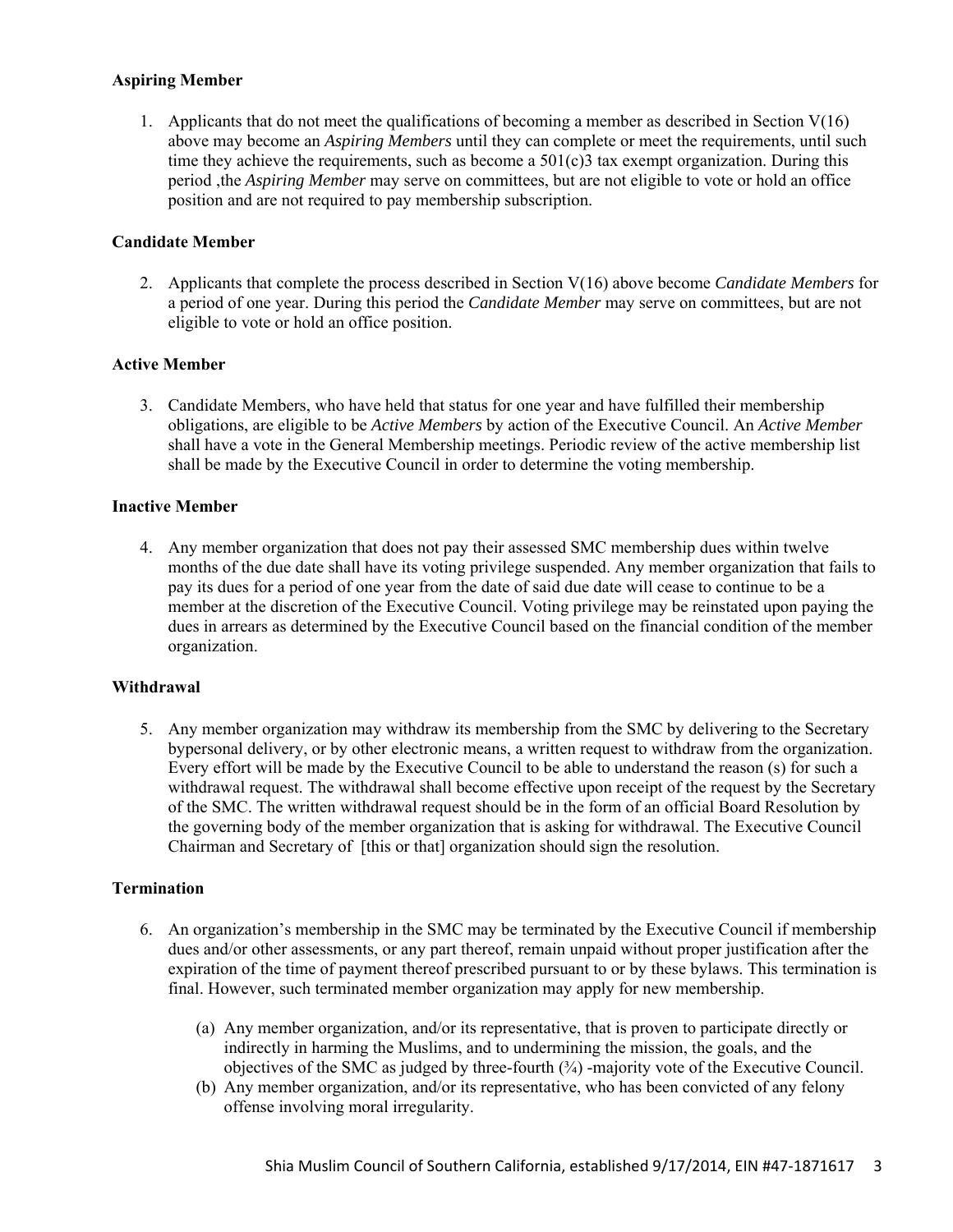**Aspiring Member**

1. Applicants that do not meet the qualifications of becoming a member as described in Section V(16) above may become an *Aspiring Members* until they can complete or meet the requirements, until such time they achieve the requirements, such as become a 501(c)3 tax exempt organization. During this period ,the *Aspiring Member* may serve on committees, but are not eligible to vote or hold an office position and are not required to pay membership subscription.

**Candidate Member**

2. Applicants that complete the process described in Section V(16) above become *Candidate Members* for a period of one year. During this period the *Candidate Member* may serve on committees, but are not eligible to vote or hold an office position.

**Active Member**

3. Candidate Members, who have held that status for one year and have fulfilled their membership obligations, are eligible to be *Active Members* by action of the Executive Council. An *Active Member* shall have a vote in the General Membership meetings. Periodic review of the active membership list shall be made by the Executive Council in order to determine the voting membership.

**Inactive Member**

4. Any member organization that does not pay their assessed SMC membership dues within twelve months of the due date shall have its voting privilege suspended. Any member organization that fails to pay its dues for a period of one year from the date of said due date will cease to continue to be a member at the discretion of the Executive Council. Voting privilege may be reinstated upon paying the dues in arrears as determined by the Executive Council based on the financial condition of the member organization.

**Withdrawal**

5. Any member organization may withdraw its membership from the SMC by delivering to the Secretary bypersonal delivery, or by other electronic means, a written request to withdraw from the organization. Every effort will be made by the Executive Council to be able to understand the reason (s) for such a withdrawal request. The withdrawal shall become effective upon receipt of the request by the Secretary of the SMC. The written withdrawal request should be in the form of an official Board Resolution by the governing body of the member organization that is asking for withdrawal. The Executive Council Chairman and Secretary of [this or that] organization should sign the resolution.

**Termination**

6. An organization's membership in the SMC may be terminated by the Executive Council if membership dues and/or other assessments, or any part thereof, remain unpaid without proper justification after the expiration of the time of payment thereof prescribed pursuant to or by these bylaws. This termination is final. However, such terminated member organization may apply for new membership.

    (a) Any member organization, and/or its representative, that is proven to participate directly or indirectly in harming the Muslims, and to undermining the mission, the goals, and the objectives of the SMC as judged by three-fourth (¾) -majority vote of the Executive Council.

    (b) Any member organization, and/or its representative, who has been convicted of any felony offense involving moral irregularity.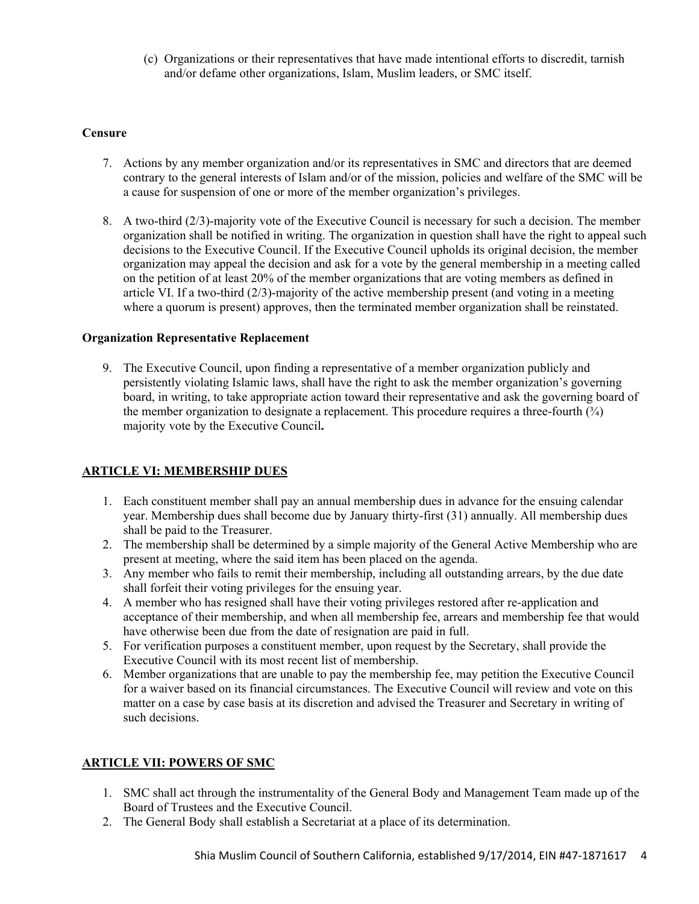(c) Organizations or their representatives that have made intentional efforts to discredit, tarnish and/or defame other organizations, Islam, Muslim leaders, or SMC itself.

**Censure**

7. Actions by any member organization and/or its representatives in SMC and directors that are deemed contrary to the general interests of Islam and/or of the mission, policies and welfare of the SMC will be a cause for suspension of one or more of the member organization's privileges.

8. A two-third (2/3)-majority vote of the Executive Council is necessary for such a decision. The member organization shall be notified in writing. The organization in question shall have the right to appeal such decisions to the Executive Council. If the Executive Council upholds its original decision, the member organization may appeal the decision and ask for a vote by the general membership in a meeting called on the petition of at least 20% of the member organizations that are voting members as defined in article VI. If a two-third (2/3)-majority of the active membership present (and voting in a meeting where a quorum is present) approves, then the terminated member organization shall be reinstated.

**Organization Representative Replacement**

9. The Executive Council, upon finding a representative of a member organization publicly and persistently violating Islamic laws, shall have the right to ask the member organization's governing board, in writing, to take appropriate action toward their representative and ask the governing board of the member organization to designate a replacement. This procedure requires a three-fourth (¾) majority vote by the Executive Council**.**

## ARTICLE VI: MEMBERSHIP DUES

1. Each constituent member shall pay an annual membership dues in advance for the ensuing calendar year. Membership dues shall become due by January thirty-first (31) annually. All membership dues shall be paid to the Treasurer.
2. The membership shall be determined by a simple majority of the General Active Membership who are present at meeting, where the said item has been placed on the agenda.
3. Any member who fails to remit their membership, including all outstanding arrears, by the due date shall forfeit their voting privileges for the ensuing year.
4. A member who has resigned shall have their voting privileges restored after re-application and acceptance of their membership, and when all membership fee, arrears and membership fee that would have otherwise been due from the date of resignation are paid in full.
5. For verification purposes a constituent member, upon request by the Secretary, shall provide the Executive Council with its most recent list of membership.
6. Member organizations that are unable to pay the membership fee, may petition the Executive Council for a waiver based on its financial circumstances. The Executive Council will review and vote on this matter on a case by case basis at its discretion and advised the Treasurer and Secretary in writing of such decisions.

## ARTICLE VII: POWERS OF SMC

1. SMC shall act through the instrumentality of the General Body and Management Team made up of the Board of Trustees and the Executive Council.
2. The General Body shall establish a Secretariat at a place of its determination.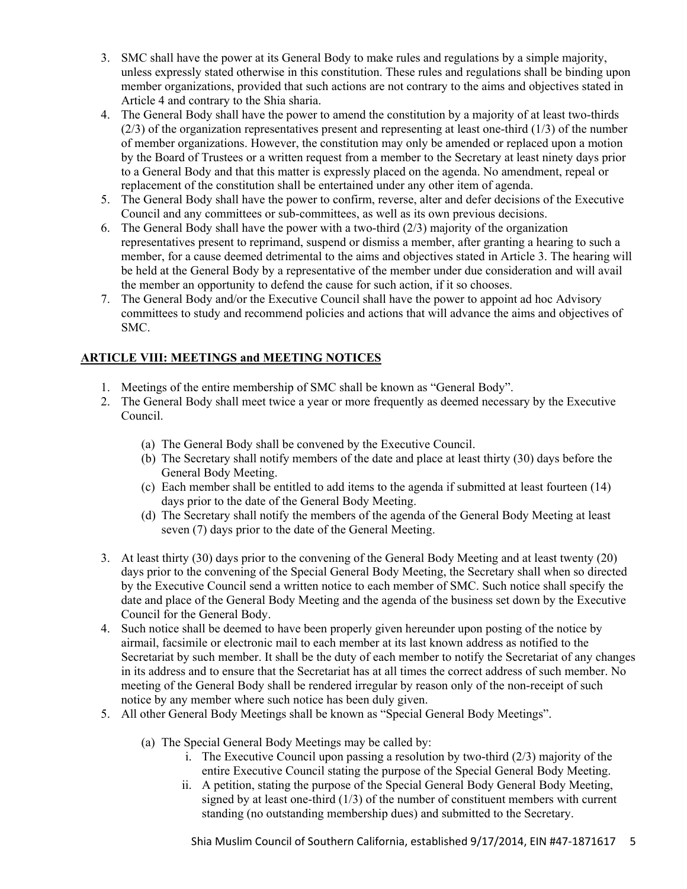3. SMC shall have the power at its General Body to make rules and regulations by a simple majority, unless expressly stated otherwise in this constitution. These rules and regulations shall be binding upon member organizations, provided that such actions are not contrary to the aims and objectives stated in Article 4 and contrary to the Shia sharia.
4. The General Body shall have the power to amend the constitution by a majority of at least two-thirds (2/3) of the organization representatives present and representing at least one-third (1/3) of the number of member organizations. However, the constitution may only be amended or replaced upon a motion by the Board of Trustees or a written request from a member to the Secretary at least ninety days prior to a General Body and that this matter is expressly placed on the agenda. No amendment, repeal or replacement of the constitution shall be entertained under any other item of agenda.
5. The General Body shall have the power to confirm, reverse, alter and defer decisions of the Executive Council and any committees or sub-committees, as well as its own previous decisions.
6. The General Body shall have the power with a two-third (2/3) majority of the organization representatives present to reprimand, suspend or dismiss a member, after granting a hearing to such a member, for a cause deemed detrimental to the aims and objectives stated in Article 3. The hearing will be held at the General Body by a representative of the member under due consideration and will avail the member an opportunity to defend the cause for such action, if it so chooses.
7. The General Body and/or the Executive Council shall have the power to appoint ad hoc Advisory committees to study and recommend policies and actions that will advance the aims and objectives of SMC.

## ARTICLE VIII: MEETINGS and MEETING NOTICES

1. Meetings of the entire membership of SMC shall be known as "General Body".
2. The General Body shall meet twice a year or more frequently as deemed necessary by the Executive Council.
   (a) The General Body shall be convened by the Executive Council.
   (b) The Secretary shall notify members of the date and place at least thirty (30) days before the General Body Meeting.
   (c) Each member shall be entitled to add items to the agenda if submitted at least fourteen (14) days prior to the date of the General Body Meeting.
   (d) The Secretary shall notify the members of the agenda of the General Body Meeting at least seven (7) days prior to the date of the General Meeting.
3. At least thirty (30) days prior to the convening of the General Body Meeting and at least twenty (20) days prior to the convening of the Special General Body Meeting, the Secretary shall when so directed by the Executive Council send a written notice to each member of SMC. Such notice shall specify the date and place of the General Body Meeting and the agenda of the business set down by the Executive Council for the General Body.
4. Such notice shall be deemed to have been properly given hereunder upon posting of the notice by airmail, facsimile or electronic mail to each member at its last known address as notified to the Secretariat by such member. It shall be the duty of each member to notify the Secretariat of any changes in its address and to ensure that the Secretariat has at all times the correct address of such member. No meeting of the General Body shall be rendered irregular by reason only of the non-receipt of such notice by any member where such notice has been duly given.
5. All other General Body Meetings shall be known as "Special General Body Meetings".
   (a) The Special General Body Meetings may be called by:
      i. The Executive Council upon passing a resolution by two-third (2/3) majority of the entire Executive Council stating the purpose of the Special General Body Meeting.
      ii. A petition, stating the purpose of the Special General Body General Body Meeting, signed by at least one-third (1/3) of the number of constituent members with current standing (no outstanding membership dues) and submitted to the Secretary.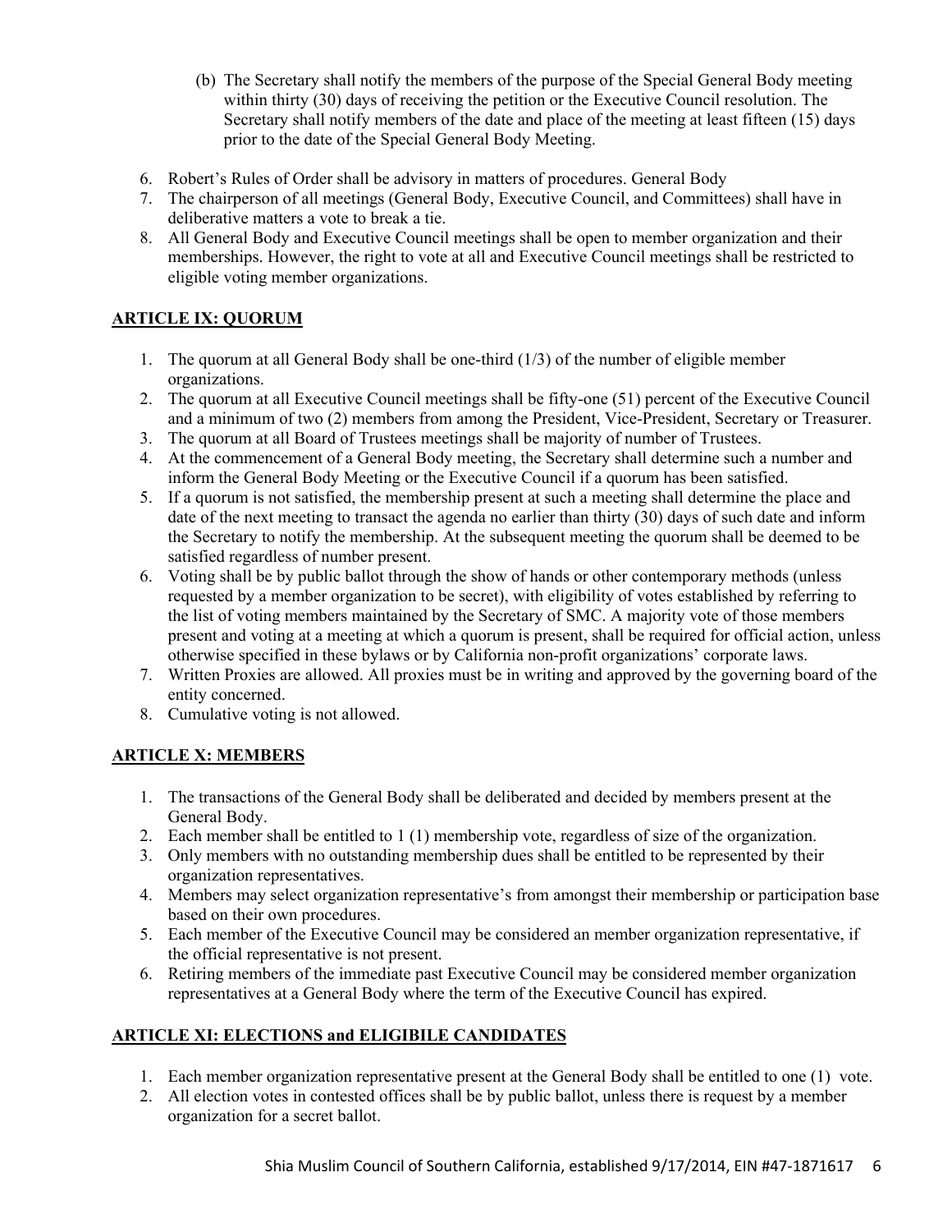(b) The Secretary shall notify the members of the purpose of the Special General Body meeting within thirty (30) days of receiving the petition or the Executive Council resolution. The Secretary shall notify members of the date and place of the meeting at least fifteen (15) days prior to the date of the Special General Body Meeting.

6. Robert's Rules of Order shall be advisory in matters of procedures. General Body
7. The chairperson of all meetings (General Body, Executive Council, and Committees) shall have in deliberative matters a vote to break a tie.
8. All General Body and Executive Council meetings shall be open to member organization and their memberships. However, the right to vote at all and Executive Council meetings shall be restricted to eligible voting member organizations.

## ARTICLE IX: QUORUM

1. The quorum at all General Body shall be one-third (1/3) of the number of eligible member organizations.
2. The quorum at all Executive Council meetings shall be fifty-one (51) percent of the Executive Council and a minimum of two (2) members from among the President, Vice-President, Secretary or Treasurer.
3. The quorum at all Board of Trustees meetings shall be majority of number of Trustees.
4. At the commencement of a General Body meeting, the Secretary shall determine such a number and inform the General Body Meeting or the Executive Council if a quorum has been satisfied.
5. If a quorum is not satisfied, the membership present at such a meeting shall determine the place and date of the next meeting to transact the agenda no earlier than thirty (30) days of such date and inform the Secretary to notify the membership. At the subsequent meeting the quorum shall be deemed to be satisfied regardless of number present.
6. Voting shall be by public ballot through the show of hands or other contemporary methods (unless requested by a member organization to be secret), with eligibility of votes established by referring to the list of voting members maintained by the Secretary of SMC. A majority vote of those members present and voting at a meeting at which a quorum is present, shall be required for official action, unless otherwise specified in these bylaws or by California non-profit organizations' corporate laws.
7. Written Proxies are allowed. All proxies must be in writing and approved by the governing board of the entity concerned.
8. Cumulative voting is not allowed.

## ARTICLE X: MEMBERS

1. The transactions of the General Body shall be deliberated and decided by members present at the General Body.
2. Each member shall be entitled to 1 (1) membership vote, regardless of size of the organization.
3. Only members with no outstanding membership dues shall be entitled to be represented by their organization representatives.
4. Members may select organization representative's from amongst their membership or participation base based on their own procedures.
5. Each member of the Executive Council may be considered an member organization representative, if the official representative is not present.
6. Retiring members of the immediate past Executive Council may be considered member organization representatives at a General Body where the term of the Executive Council has expired.

## ARTICLE XI: ELECTIONS and ELIGIBILE CANDIDATES

1. Each member organization representative present at the General Body shall be entitled to one (1) vote.
2. All election votes in contested offices shall be by public ballot, unless there is request by a member organization for a secret ballot.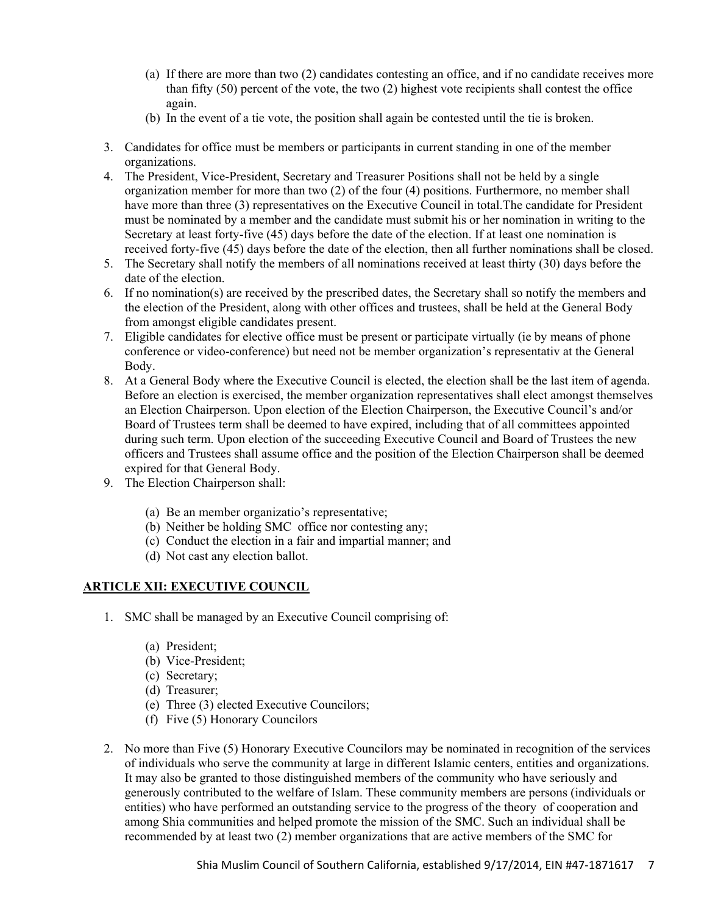(a) If there are more than two (2) candidates contesting an office, and if no candidate receives more than fifty (50) percent of the vote, the two (2) highest vote recipients shall contest the office again.
   (b) In the event of a tie vote, the position shall again be contested until the tie is broken.

3. Candidates for office must be members or participants in current standing in one of the member organizations.
4. The President, Vice-President, Secretary and Treasurer Positions shall not be held by a single organization member for more than two (2) of the four (4) positions. Furthermore, no member shall have more than three (3) representatives on the Executive Council in total.The candidate for President must be nominated by a member and the candidate must submit his or her nomination in writing to the Secretary at least forty-five (45) days before the date of the election. If at least one nomination is received forty-five (45) days before the date of the election, then all further nominations shall be closed.
5. The Secretary shall notify the members of all nominations received at least thirty (30) days before the date of the election.
6. If no nomination(s) are received by the prescribed dates, the Secretary shall so notify the members and the election of the President, along with other offices and trustees, shall be held at the General Body from amongst eligible candidates present.
7. Eligible candidates for elective office must be present or participate virtually (ie by means of phone conference or video-conference) but need not be member organization's representativ at the General Body.
8. At a General Body where the Executive Council is elected, the election shall be the last item of agenda. Before an election is exercised, the member organization representatives shall elect amongst themselves an Election Chairperson. Upon election of the Election Chairperson, the Executive Council's and/or Board of Trustees term shall be deemed to have expired, including that of all committees appointed during such term. Upon election of the succeeding Executive Council and Board of Trustees the new officers and Trustees shall assume office and the position of the Election Chairperson shall be deemed expired for that General Body.
9. The Election Chairperson shall:

   (a) Be an member organizatio's representative;
   (b) Neither be holding SMC office nor contesting any;
   (c) Conduct the election in a fair and impartial manner; and
   (d) Not cast any election ballot.

## ARTICLE XII: EXECUTIVE COUNCIL

1. SMC shall be managed by an Executive Council comprising of:

   (a) President;
   (b) Vice-President;
   (c) Secretary;
   (d) Treasurer;
   (e) Three (3) elected Executive Councilors;
   (f) Five (5) Honorary Councilors

2. No more than Five (5) Honorary Executive Councilors may be nominated in recognition of the services of individuals who serve the community at large in different Islamic centers, entities and organizations. It may also be granted to those distinguished members of the community who have seriously and generously contributed to the welfare of Islam. These community members are persons (individuals or entities) who have performed an outstanding service to the progress of the theory of cooperation and among Shia communities and helped promote the mission of the SMC. Such an individual shall be recommended by at least two (2) member organizations that are active members of the SMC for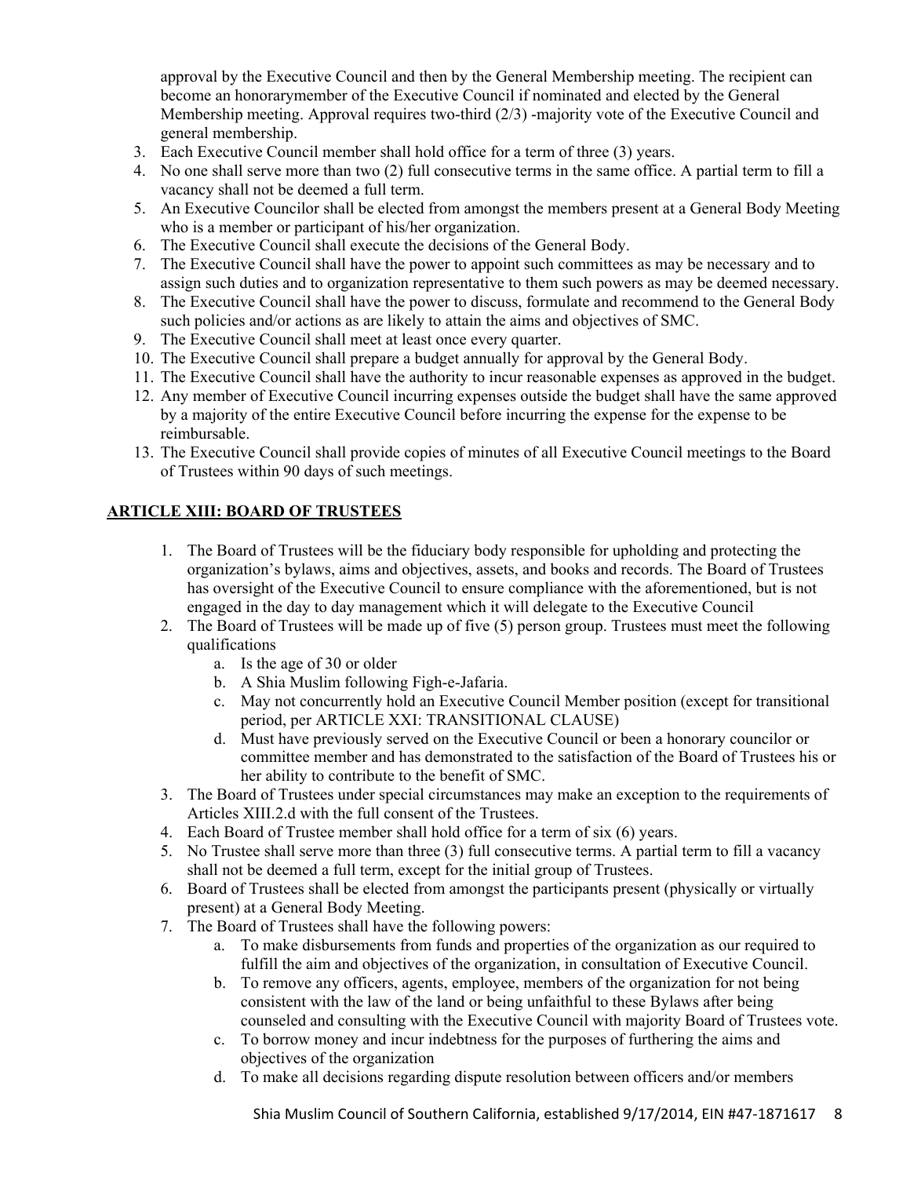approval by the Executive Council and then by the General Membership meeting. The recipient can become an honorarymember of the Executive Council if nominated and elected by the General Membership meeting. Approval requires two-third (2/3) -majority vote of the Executive Council and general membership.

3. Each Executive Council member shall hold office for a term of three (3) years.
4. No one shall serve more than two (2) full consecutive terms in the same office. A partial term to fill a vacancy shall not be deemed a full term.
5. An Executive Councilor shall be elected from amongst the members present at a General Body Meeting who is a member or participant of his/her organization.
6. The Executive Council shall execute the decisions of the General Body.
7. The Executive Council shall have the power to appoint such committees as may be necessary and to assign such duties and to organization representative to them such powers as may be deemed necessary.
8. The Executive Council shall have the power to discuss, formulate and recommend to the General Body such policies and/or actions as are likely to attain the aims and objectives of SMC.
9. The Executive Council shall meet at least once every quarter.
10. The Executive Council shall prepare a budget annually for approval by the General Body.
11. The Executive Council shall have the authority to incur reasonable expenses as approved in the budget.
12. Any member of Executive Council incurring expenses outside the budget shall have the same approved by a majority of the entire Executive Council before incurring the expense for the expense to be reimbursable.
13. The Executive Council shall provide copies of minutes of all Executive Council meetings to the Board of Trustees within 90 days of such meetings.

## ARTICLE XIII: BOARD OF TRUSTEES

1. The Board of Trustees will be the fiduciary body responsible for upholding and protecting the organization's bylaws, aims and objectives, assets, and books and records. The Board of Trustees has oversight of the Executive Council to ensure compliance with the aforementioned, but is not engaged in the day to day management which it will delegate to the Executive Council
2. The Board of Trustees will be made up of five (5) person group. Trustees must meet the following qualifications
   a. Is the age of 30 or older
   b. A Shia Muslim following Figh-e-Jafaria.
   c. May not concurrently hold an Executive Council Member position (except for transitional period, per ARTICLE XXI: TRANSITIONAL CLAUSE)
   d. Must have previously served on the Executive Council or been a honorary councilor or committee member and has demonstrated to the satisfaction of the Board of Trustees his or her ability to contribute to the benefit of SMC.
3. The Board of Trustees under special circumstances may make an exception to the requirements of Articles XIII.2.d with the full consent of the Trustees.
4. Each Board of Trustee member shall hold office for a term of six (6) years.
5. No Trustee shall serve more than three (3) full consecutive terms. A partial term to fill a vacancy shall not be deemed a full term, except for the initial group of Trustees.
6. Board of Trustees shall be elected from amongst the participants present (physically or virtually present) at a General Body Meeting.
7. The Board of Trustees shall have the following powers:
   a. To make disbursements from funds and properties of the organization as our required to fulfill the aim and objectives of the organization, in consultation of Executive Council.
   b. To remove any officers, agents, employee, members of the organization for not being consistent with the law of the land or being unfaithful to these Bylaws after being counseled and consulting with the Executive Council with majority Board of Trustees vote.
   c. To borrow money and incur indebtness for the purposes of furthering the aims and objectives of the organization
   d. To make all decisions regarding dispute resolution between officers and/or members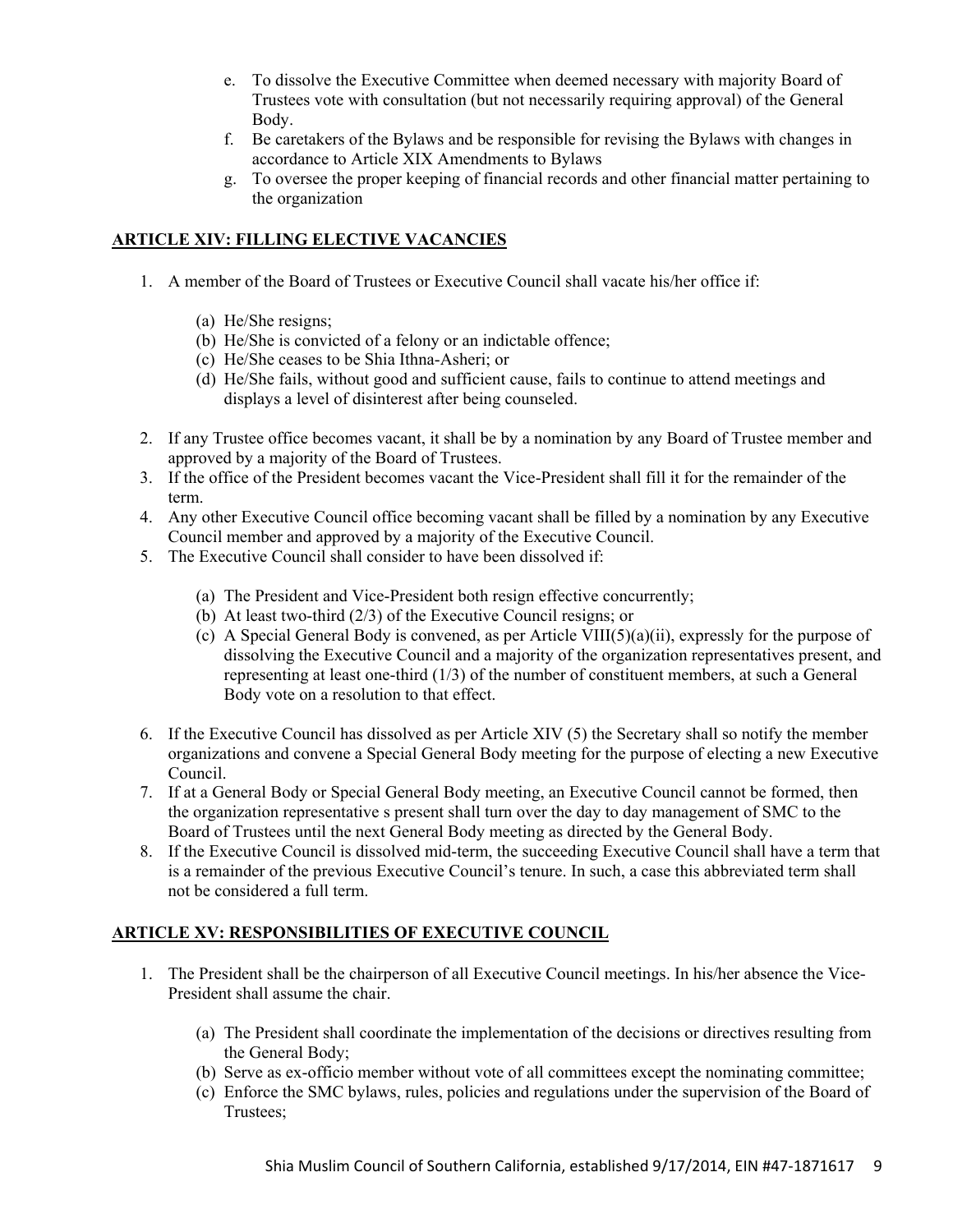e. To dissolve the Executive Committee when deemed necessary with majority Board of Trustees vote with consultation (but not necessarily requiring approval) of the General Body.
f. Be caretakers of the Bylaws and be responsible for revising the Bylaws with changes in accordance to Article XIX Amendments to Bylaws
g. To oversee the proper keeping of financial records and other financial matter pertaining to the organization

## ARTICLE XIV: FILLING ELECTIVE VACANCIES

1. A member of the Board of Trustees or Executive Council shall vacate his/her office if:

   (a) He/She resigns;
   (b) He/She is convicted of a felony or an indictable offence;
   (c) He/She ceases to be Shia Ithna-Asheri; or
   (d) He/She fails, without good and sufficient cause, fails to continue to attend meetings and displays a level of disinterest after being counseled.

2. If any Trustee office becomes vacant, it shall be by a nomination by any Board of Trustee member and approved by a majority of the Board of Trustees.
3. If the office of the President becomes vacant the Vice-President shall fill it for the remainder of the term.
4. Any other Executive Council office becoming vacant shall be filled by a nomination by any Executive Council member and approved by a majority of the Executive Council.
5. The Executive Council shall consider to have been dissolved if:

   (a) The President and Vice-President both resign effective concurrently;
   (b) At least two-third (2/3) of the Executive Council resigns; or
   (c) A Special General Body is convened, as per Article VIII(5)(a)(ii), expressly for the purpose of dissolving the Executive Council and a majority of the organization representatives present, and representing at least one-third (1/3) of the number of constituent members, at such a General Body vote on a resolution to that effect.

6. If the Executive Council has dissolved as per Article XIV (5) the Secretary shall so notify the member organizations and convene a Special General Body meeting for the purpose of electing a new Executive Council.
7. If at a General Body or Special General Body meeting, an Executive Council cannot be formed, then the organization representative s present shall turn over the day to day management of SMC to the Board of Trustees until the next General Body meeting as directed by the General Body.
8. If the Executive Council is dissolved mid-term, the succeeding Executive Council shall have a term that is a remainder of the previous Executive Council's tenure. In such, a case this abbreviated term shall not be considered a full term.

## ARTICLE XV: RESPONSIBILITIES OF EXECUTIVE COUNCIL

1. The President shall be the chairperson of all Executive Council meetings. In his/her absence the Vice-President shall assume the chair.

   (a) The President shall coordinate the implementation of the decisions or directives resulting from the General Body;
   (b) Serve as ex-officio member without vote of all committees except the nominating committee;
   (c) Enforce the SMC bylaws, rules, policies and regulations under the supervision of the Board of Trustees;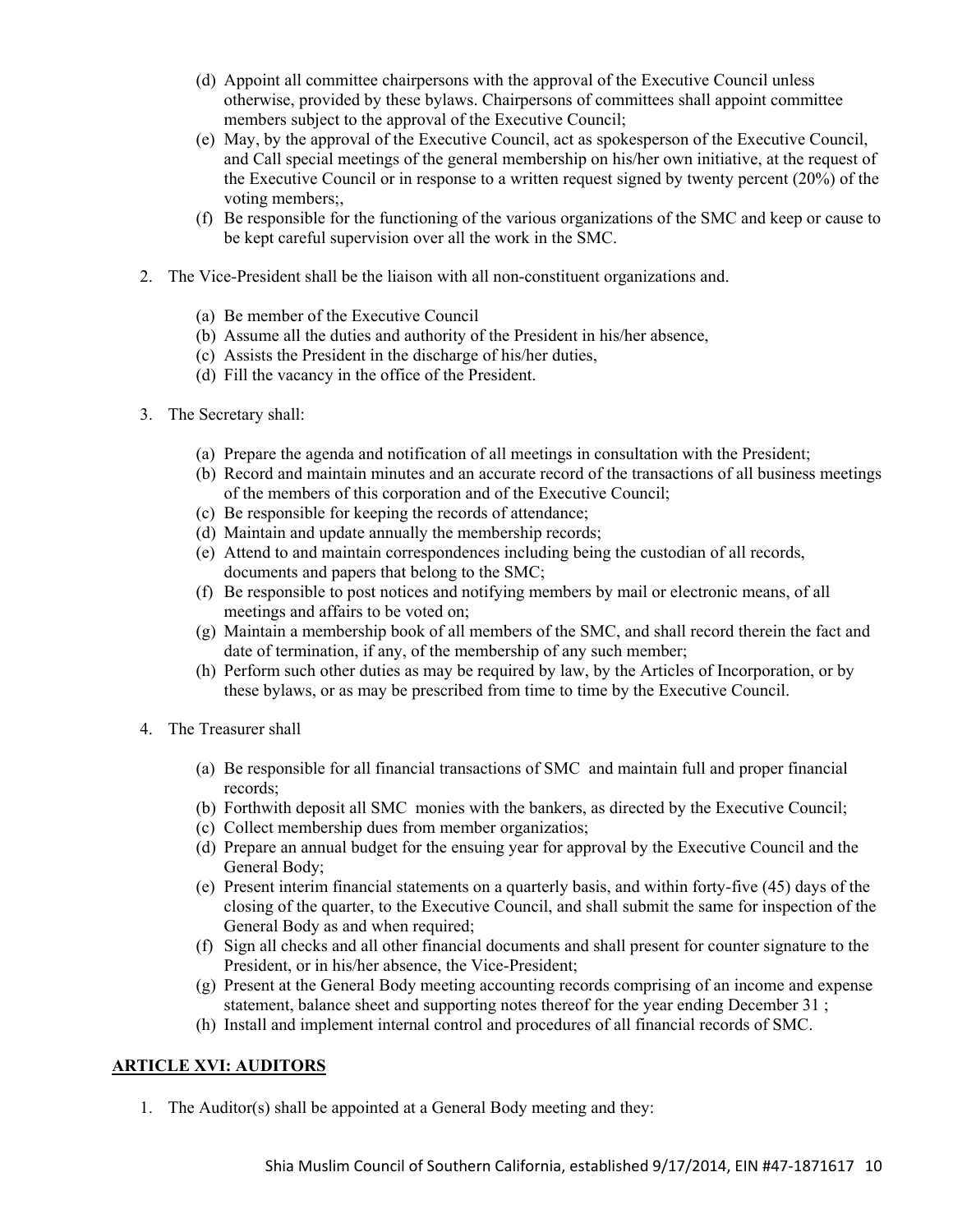(d) Appoint all committee chairpersons with the approval of the Executive Council unless otherwise, provided by these bylaws. Chairpersons of committees shall appoint committee members subject to the approval of the Executive Council;

(e) May, by the approval of the Executive Council, act as spokesperson of the Executive Council, and Call special meetings of the general membership on his/her own initiative, at the request of the Executive Council or in response to a written request signed by twenty percent (20%) of the voting members;,

(f) Be responsible for the functioning of the various organizations of the SMC and keep or cause to be kept careful supervision over all the work in the SMC.

2. The Vice-President shall be the liaison with all non-constituent organizations and.

   (a) Be member of the Executive Council
   (b) Assume all the duties and authority of the President in his/her absence,
   (c) Assists the President in the discharge of his/her duties,
   (d) Fill the vacancy in the office of the President.

3. The Secretary shall:

   (a) Prepare the agenda and notification of all meetings in consultation with the President;
   (b) Record and maintain minutes and an accurate record of the transactions of all business meetings of the members of this corporation and of the Executive Council;
   (c) Be responsible for keeping the records of attendance;
   (d) Maintain and update annually the membership records;
   (e) Attend to and maintain correspondences including being the custodian of all records, documents and papers that belong to the SMC;
   (f) Be responsible to post notices and notifying members by mail or electronic means, of all meetings and affairs to be voted on;
   (g) Maintain a membership book of all members of the SMC, and shall record therein the fact and date of termination, if any, of the membership of any such member;
   (h) Perform such other duties as may be required by law, by the Articles of Incorporation, or by these bylaws, or as may be prescribed from time to time by the Executive Council.

4. The Treasurer shall

   (a) Be responsible for all financial transactions of SMC and maintain full and proper financial records;
   (b) Forthwith deposit all SMC monies with the bankers, as directed by the Executive Council;
   (c) Collect membership dues from member organizatios;
   (d) Prepare an annual budget for the ensuing year for approval by the Executive Council and the General Body;
   (e) Present interim financial statements on a quarterly basis, and within forty-five (45) days of the closing of the quarter, to the Executive Council, and shall submit the same for inspection of the General Body as and when required;
   (f) Sign all checks and all other financial documents and shall present for counter signature to the President, or in his/her absence, the Vice-President;
   (g) Present at the General Body meeting accounting records comprising of an income and expense statement, balance sheet and supporting notes thereof for the year ending December 31 ;
   (h) Install and implement internal control and procedures of all financial records of SMC.

## ARTICLE XVI: AUDITORS

1. The Auditor(s) shall be appointed at a General Body meeting and they: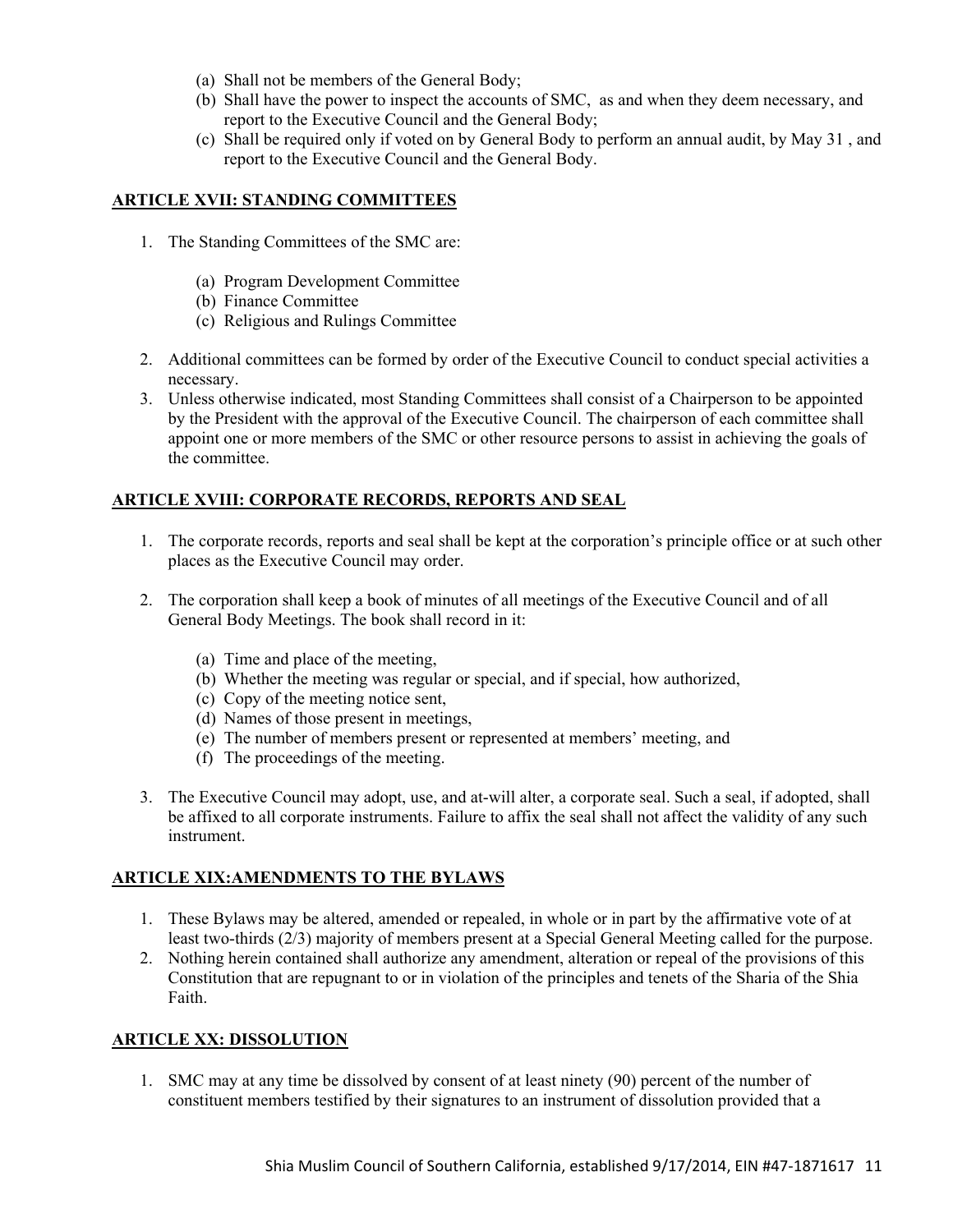(a) Shall not be members of the General Body;
(b) Shall have the power to inspect the accounts of SMC, as and when they deem necessary, and report to the Executive Council and the General Body;
(c) Shall be required only if voted on by General Body to perform an annual audit, by May 31 , and report to the Executive Council and the General Body.

## ARTICLE XVII: STANDING COMMITTEES

1. The Standing Committees of the SMC are:

   (a) Program Development Committee
   (b) Finance Committee
   (c) Religious and Rulings Committee

2. Additional committees can be formed by order of the Executive Council to conduct special activities a necessary.
3. Unless otherwise indicated, most Standing Committees shall consist of a Chairperson to be appointed by the President with the approval of the Executive Council. The chairperson of each committee shall appoint one or more members of the SMC or other resource persons to assist in achieving the goals of the committee.

## ARTICLE XVIII: CORPORATE RECORDS, REPORTS AND SEAL

1. The corporate records, reports and seal shall be kept at the corporation's principle office or at such other places as the Executive Council may order.

2. The corporation shall keep a book of minutes of all meetings of the Executive Council and of all General Body Meetings. The book shall record in it:

   (a) Time and place of the meeting,
   (b) Whether the meeting was regular or special, and if special, how authorized,
   (c) Copy of the meeting notice sent,
   (d) Names of those present in meetings,
   (e) The number of members present or represented at members' meeting, and
   (f) The proceedings of the meeting.

3. The Executive Council may adopt, use, and at-will alter, a corporate seal. Such a seal, if adopted, shall be affixed to all corporate instruments. Failure to affix the seal shall not affect the validity of any such instrument.

## ARTICLE XIX:AMENDMENTS TO THE BYLAWS

1. These Bylaws may be altered, amended or repealed, in whole or in part by the affirmative vote of at least two-thirds (2/3) majority of members present at a Special General Meeting called for the purpose.
2. Nothing herein contained shall authorize any amendment, alteration or repeal of the provisions of this Constitution that are repugnant to or in violation of the principles and tenets of the Sharia of the Shia Faith.

## ARTICLE XX: DISSOLUTION

1. SMC may at any time be dissolved by consent of at least ninety (90) percent of the number of constituent members testified by their signatures to an instrument of dissolution provided that a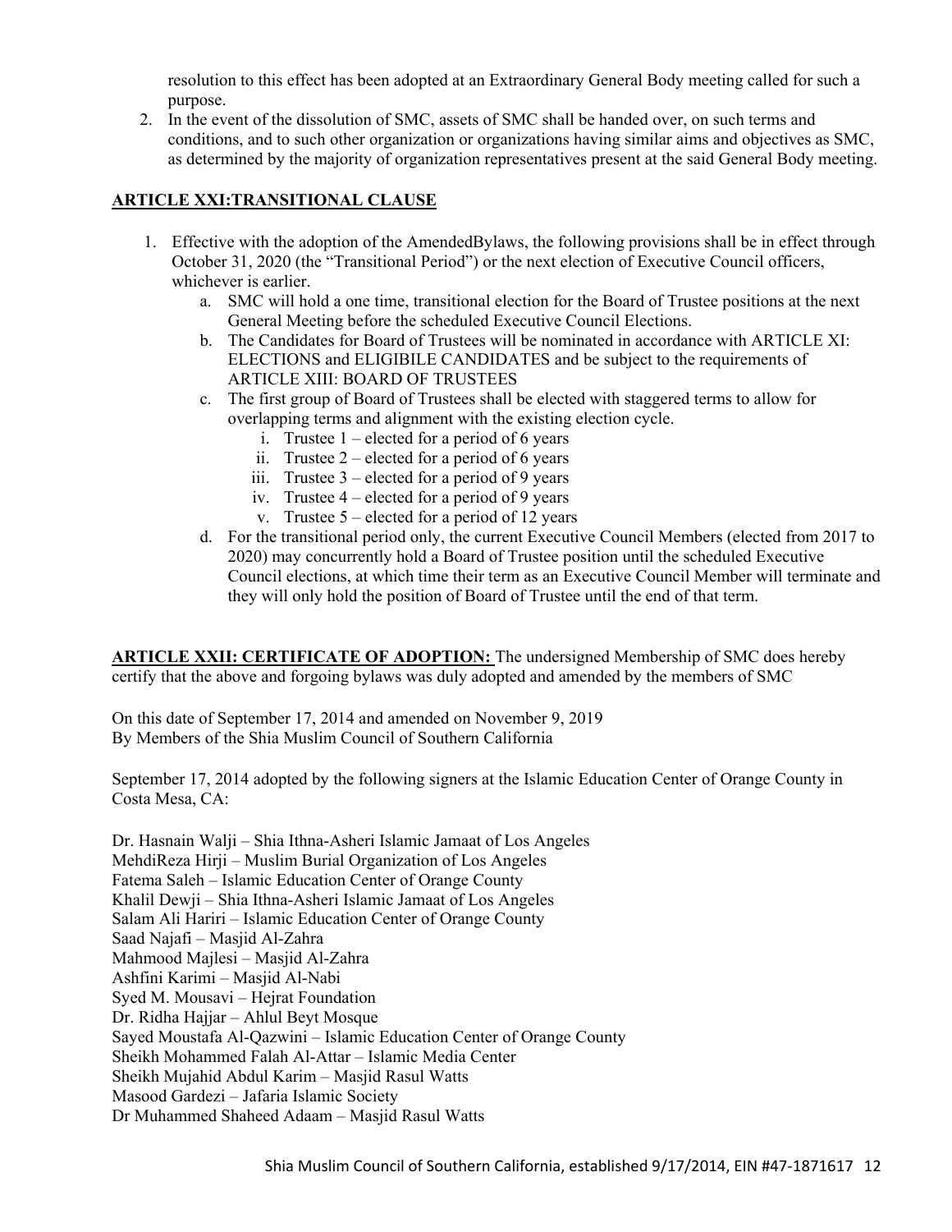resolution to this effect has been adopted at an Extraordinary General Body meeting called for such a purpose.

2. In the event of the dissolution of SMC, assets of SMC shall be handed over, on such terms and conditions, and to such other organization or organizations having similar aims and objectives as SMC, as determined by the majority of organization representatives present at the said General Body meeting.

## ARTICLE XXI:TRANSITIONAL CLAUSE

1. Effective with the adoption of the AmendedBylaws, the following provisions shall be in effect through October 31, 2020 (the "Transitional Period") or the next election of Executive Council officers, whichever is earlier.
   a. SMC will hold a one time, transitional election for the Board of Trustee positions at the next General Meeting before the scheduled Executive Council Elections.
   b. The Candidates for Board of Trustees will be nominated in accordance with ARTICLE XI: ELECTIONS and ELIGIBILE CANDIDATES and be subject to the requirements of ARTICLE XIII: BOARD OF TRUSTEES
   c. The first group of Board of Trustees shall be elected with staggered terms to allow for overlapping terms and alignment with the existing election cycle.
      i. Trustee 1 – elected for a period of 6 years
      ii. Trustee 2 – elected for a period of 6 years
      iii. Trustee 3 – elected for a period of 9 years
      iv. Trustee 4 – elected for a period of 9 years
      v. Trustee 5 – elected for a period of 12 years
   d. For the transitional period only, the current Executive Council Members (elected from 2017 to 2020) may concurrently hold a Board of Trustee position until the scheduled Executive Council elections, at which time their term as an Executive Council Member will terminate and they will only hold the position of Board of Trustee until the end of that term.

**ARTICLE XXII: CERTIFICATE OF ADOPTION:** The undersigned Membership of SMC does hereby certify that the above and forgoing bylaws was duly adopted and amended by the members of SMC

On this date of September 17, 2014 and amended on November 9, 2019
By Members of the Shia Muslim Council of Southern California

September 17, 2014 adopted by the following signers at the Islamic Education Center of Orange County in Costa Mesa, CA:

Dr. Hasnain Walji – Shia Ithna-Asheri Islamic Jamaat of Los Angeles
MehdiReza Hirji – Muslim Burial Organization of Los Angeles
Fatema Saleh – Islamic Education Center of Orange County
Khalil Dewji – Shia Ithna-Asheri Islamic Jamaat of Los Angeles
Salam Ali Hariri – Islamic Education Center of Orange County
Saad Najafi – Masjid Al-Zahra
Mahmood Majlesi – Masjid Al-Zahra
Ashfini Karimi – Masjid Al-Nabi
Syed M. Mousavi – Hejrat Foundation
Dr. Ridha Hajjar – Ahlul Beyt Mosque
Sayed Moustafa Al-Qazwini – Islamic Education Center of Orange County
Sheikh Mohammed Falah Al-Attar – Islamic Media Center
Sheikh Mujahid Abdul Karim – Masjid Rasul Watts
Masood Gardezi – Jafaria Islamic Society
Dr Muhammed Shaheed Adaam – Masjid Rasul Watts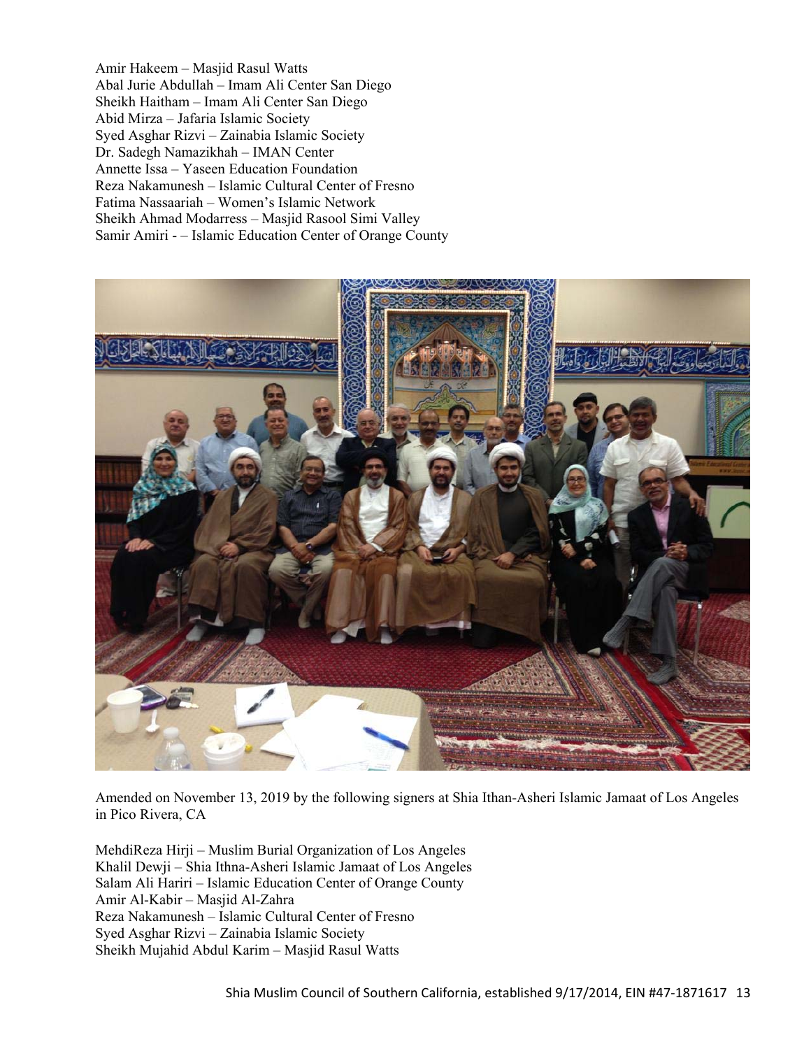Amir Hakeem – Masjid Rasul Watts
Abal Jurie Abdullah – Imam Ali Center San Diego
Sheikh Haitham – Imam Ali Center San Diego
Abid Mirza – Jafaria Islamic Society
Syed Asghar Rizvi – Zainabia Islamic Society
Dr. Sadegh Namazikhah – IMAN Center
Annette Issa – Yaseen Education Foundation
Reza Nakamunesh – Islamic Cultural Center of Fresno
Fatima Nassaariah – Women's Islamic Network
Sheikh Ahmad Modarress – Masjid Rasool Simi Valley
Samir Amiri - – Islamic Education Center of Orange County

Amended on November 13, 2019 by the following signers at Shia Ithan-Asheri Islamic Jamaat of Los Angeles in Pico Rivera, CA

MehdiReza Hirji – Muslim Burial Organization of Los Angeles
Khalil Dewji – Shia Ithna-Asheri Islamic Jamaat of Los Angeles
Salam Ali Hariri – Islamic Education Center of Orange County
Amir Al-Kabir – Masjid Al-Zahra
Reza Nakamunesh – Islamic Cultural Center of Fresno
Syed Asghar Rizvi – Zainabia Islamic Society
Sheikh Mujahid Abdul Karim – Masjid Rasul Watts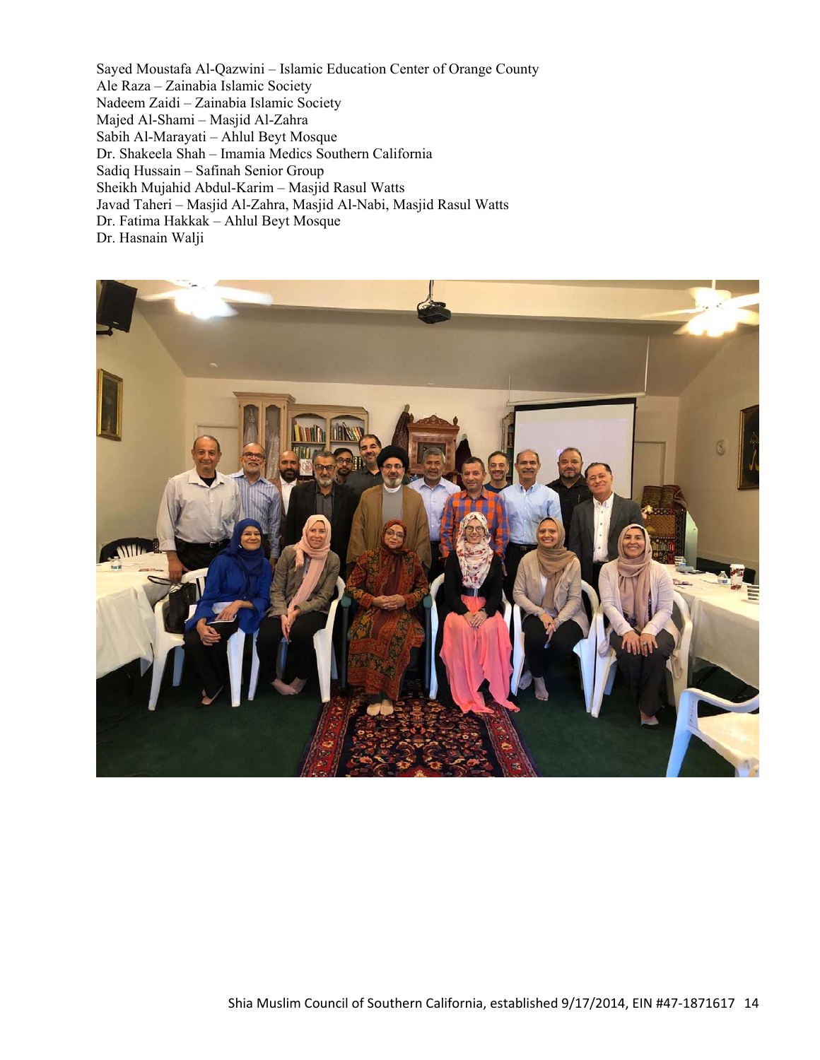Sayed Moustafa Al-Qazwini – Islamic Education Center of Orange County
Ale Raza – Zainabia Islamic Society
Nadeem Zaidi – Zainabia Islamic Society
Majed Al-Shami – Masjid Al-Zahra
Sabih Al-Marayati – Ahlul Beyt Mosque
Dr. Shakeela Shah – Imamia Medics Southern California
Sadiq Hussain – Safinah Senior Group
Sheikh Mujahid Abdul-Karim – Masjid Rasul Watts
Javad Taheri – Masjid Al-Zahra, Masjid Al-Nabi, Masjid Rasul Watts
Dr. Fatima Hakkak – Ahlul Beyt Mosque
Dr. Hasnain Walji